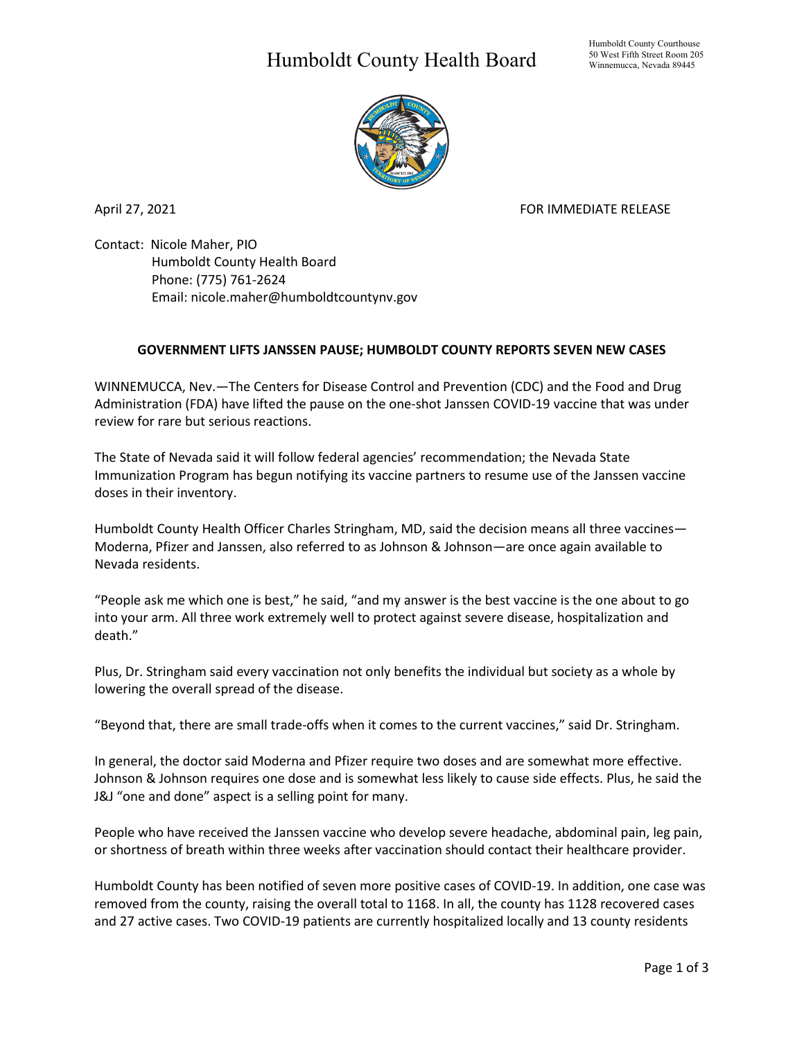# Humboldt County Health Board

Humboldt County Courthouse
50 West Fifth Street Room 205
Winnemucca, Nevada 89445

April 27, 2021 FOR IMMEDIATE RELEASE

Contact: Nicole Maher, PIO
Humboldt County Health Board
Phone: (775) 761-2624
Email: nicole.maher@humboldtcountynv.gov

**GOVERNMENT LIFTS JANSSEN PAUSE; HUMBOLDT COUNTY REPORTS SEVEN NEW CASES**

WINNEMUCCA, Nev.—The Centers for Disease Control and Prevention (CDC) and the Food and Drug Administration (FDA) have lifted the pause on the one-shot Janssen COVID-19 vaccine that was under review for rare but serious reactions.

The State of Nevada said it will follow federal agencies' recommendation; the Nevada State Immunization Program has begun notifying its vaccine partners to resume use of the Janssen vaccine doses in their inventory.

Humboldt County Health Officer Charles Stringham, MD, said the decision means all three vaccines—Moderna, Pfizer and Janssen, also referred to as Johnson & Johnson—are once again available to Nevada residents.

"People ask me which one is best," he said, "and my answer is the best vaccine is the one about to go into your arm. All three work extremely well to protect against severe disease, hospitalization and death."

Plus, Dr. Stringham said every vaccination not only benefits the individual but society as a whole by lowering the overall spread of the disease.

"Beyond that, there are small trade-offs when it comes to the current vaccines," said Dr. Stringham.

In general, the doctor said Moderna and Pfizer require two doses and are somewhat more effective. Johnson & Johnson requires one dose and is somewhat less likely to cause side effects. Plus, he said the J&J "one and done" aspect is a selling point for many.

People who have received the Janssen vaccine who develop severe headache, abdominal pain, leg pain, or shortness of breath within three weeks after vaccination should contact their healthcare provider.

Humboldt County has been notified of seven more positive cases of COVID-19. In addition, one case was removed from the county, raising the overall total to 1168. In all, the county has 1128 recovered cases and 27 active cases. Two COVID-19 patients are currently hospitalized locally and 13 county residents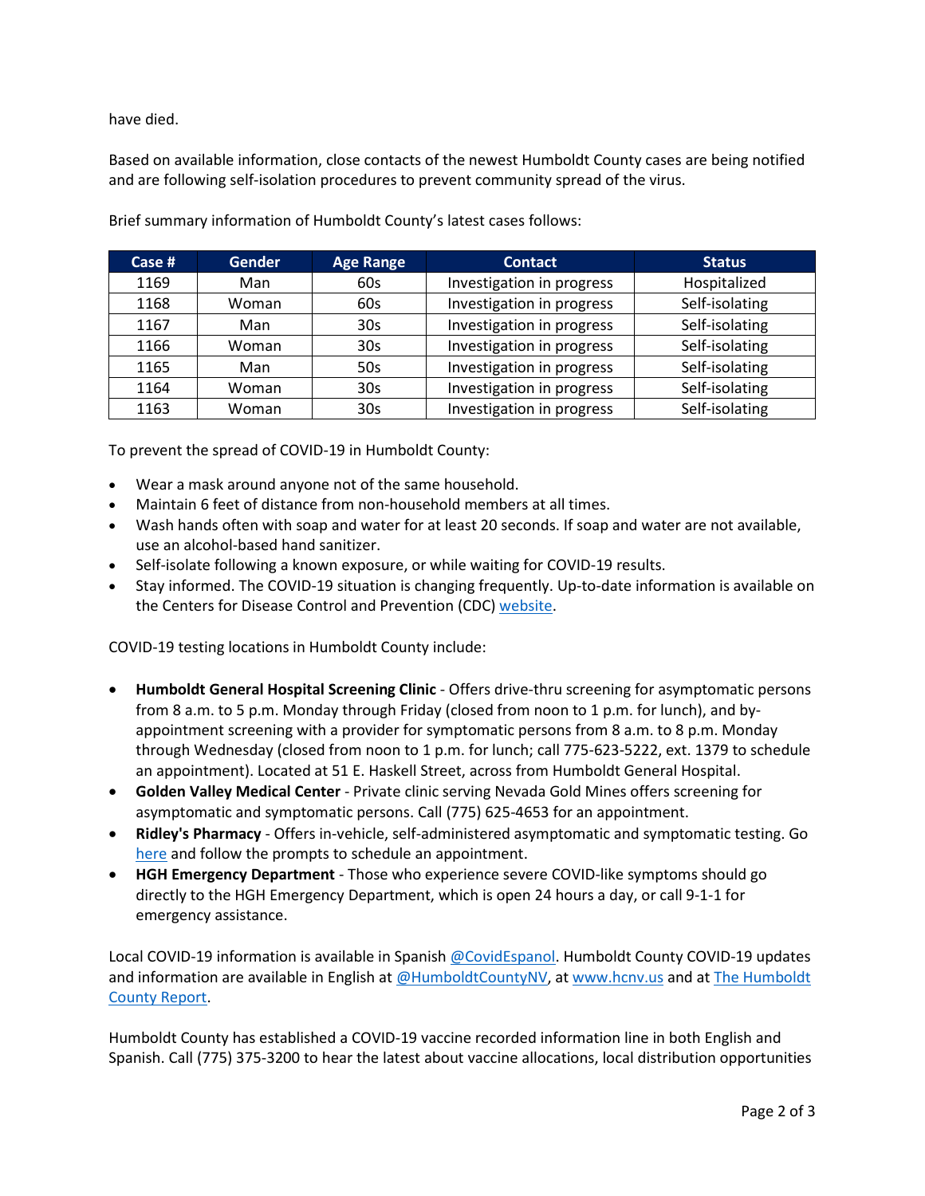have died.

Based on available information, close contacts of the newest Humboldt County cases are being notified and are following self-isolation procedures to prevent community spread of the virus.

Brief summary information of Humboldt County's latest cases follows:

| Case # | Gender | Age Range | Contact | Status |
|---|---|---|---|---|
| 1169 | Man | 60s | Investigation in progress | Hospitalized |
| 1168 | Woman | 60s | Investigation in progress | Self-isolating |
| 1167 | Man | 30s | Investigation in progress | Self-isolating |
| 1166 | Woman | 30s | Investigation in progress | Self-isolating |
| 1165 | Man | 50s | Investigation in progress | Self-isolating |
| 1164 | Woman | 30s | Investigation in progress | Self-isolating |
| 1163 | Woman | 30s | Investigation in progress | Self-isolating |

To prevent the spread of COVID-19 in Humboldt County:

- Wear a mask around anyone not of the same household.
- Maintain 6 feet of distance from non-household members at all times.
- Wash hands often with soap and water for at least 20 seconds. If soap and water are not available, use an alcohol-based hand sanitizer.
- Self-isolate following a known exposure, or while waiting for COVID-19 results.
- Stay informed. The COVID-19 situation is changing frequently. Up-to-date information is available on the Centers for Disease Control and Prevention (CDC) website.

COVID-19 testing locations in Humboldt County include:

- **Humboldt General Hospital Screening Clinic** - Offers drive-thru screening for asymptomatic persons from 8 a.m. to 5 p.m. Monday through Friday (closed from noon to 1 p.m. for lunch), and by-appointment screening with a provider for symptomatic persons from 8 a.m. to 8 p.m. Monday through Wednesday (closed from noon to 1 p.m. for lunch; call 775-623-5222, ext. 1379 to schedule an appointment). Located at 51 E. Haskell Street, across from Humboldt General Hospital.
- **Golden Valley Medical Center** - Private clinic serving Nevada Gold Mines offers screening for asymptomatic and symptomatic persons. Call (775) 625-4653 for an appointment.
- **Ridley's Pharmacy** - Offers in-vehicle, self-administered asymptomatic and symptomatic testing. Go here and follow the prompts to schedule an appointment.
- **HGH Emergency Department** - Those who experience severe COVID-like symptoms should go directly to the HGH Emergency Department, which is open 24 hours a day, or call 9-1-1 for emergency assistance.

Local COVID-19 information is available in Spanish @CovidEspanol. Humboldt County COVID-19 updates and information are available in English at @HumboldtCountyNV, at www.hcnv.us and at The Humboldt County Report.

Humboldt County has established a COVID-19 vaccine recorded information line in both English and Spanish. Call (775) 375-3200 to hear the latest about vaccine allocations, local distribution opportunities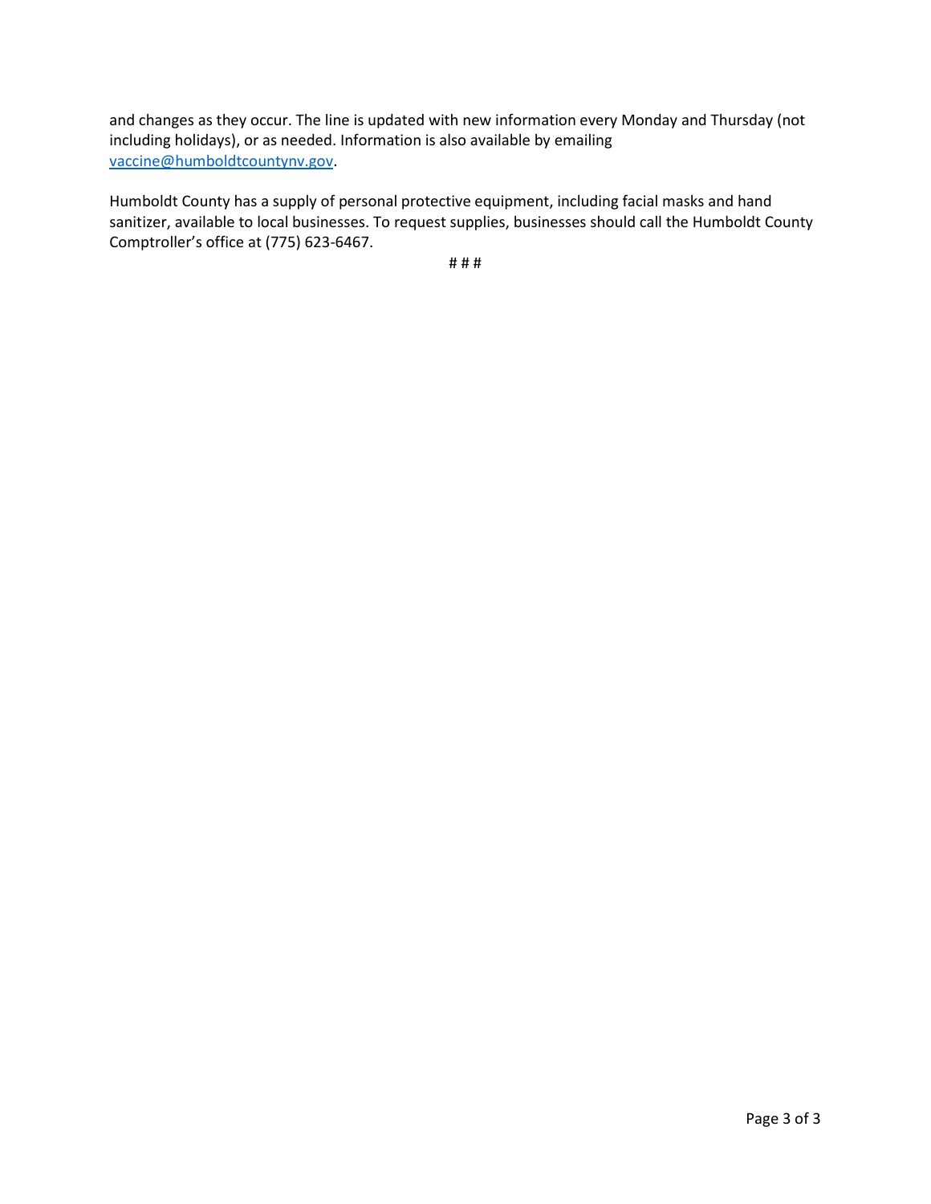and changes as they occur. The line is updated with new information every Monday and Thursday (not including holidays), or as needed. Information is also available by emailing [vaccine@humboldtcountynv.gov](mailto:vaccine@humboldtcountynv.gov).

Humboldt County has a supply of personal protective equipment, including facial masks and hand sanitizer, available to local businesses. To request supplies, businesses should call the Humboldt County Comptroller's office at (775) 623-6467.

# # #